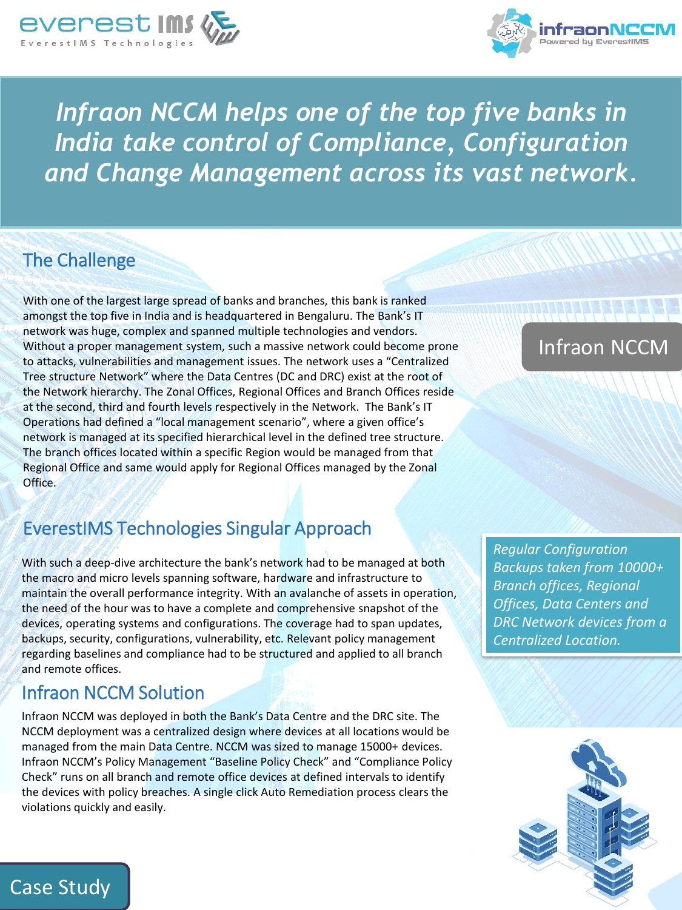everest IMS
EverestIMS Technologies

infraonNCCM
Powered by EverestIMS

# *Infraon NCCM helps one of the top five banks in India take control of Compliance, Configuration and Change Management across its vast network.*

## The Challenge

With one of the largest large spread of banks and branches, this bank is ranked amongst the top five in India and is headquartered in Bengaluru. The Bank's IT network was huge, complex and spanned multiple technologies and vendors. Without a proper management system, such a massive network could become prone to attacks, vulnerabilities and management issues. The network uses a "Centralized Tree structure Network" where the Data Centres (DC and DRC) exist at the root of the Network hierarchy. The Zonal Offices, Regional Offices and Branch Offices reside at the second, third and fourth levels respectively in the Network. The Bank's IT Operations had defined a "local management scenario", where a given office's network is managed at its specified hierarchical level in the defined tree structure. The branch offices located within a specific Region would be managed from that Regional Office and same would apply for Regional Offices managed by the Zonal Office.

Infraon NCCM

## EverestIMS Technologies Singular Approach

With such a deep-dive architecture the bank's network had to be managed at both the macro and micro levels spanning software, hardware and infrastructure to maintain the overall performance integrity. With an avalanche of assets in operation, the need of the hour was to have a complete and comprehensive snapshot of the devices, operating systems and configurations. The coverage had to span updates, backups, security, configurations, vulnerability, etc. Relevant policy management regarding baselines and compliance had to be structured and applied to all branch and remote offices.

*Regular Configuration Backups taken from 10000+ Branch offices, Regional Offices, Data Centers and DRC Network devices from a Centralized Location.*

## Infraon NCCM Solution

Infraon NCCM was deployed in both the Bank's Data Centre and the DRC site. The NCCM deployment was a centralized design where devices at all locations would be managed from the main Data Centre. NCCM was sized to manage 15000+ devices. Infraon NCCM's Policy Management "Baseline Policy Check" and "Compliance Policy Check" runs on all branch and remote office devices at defined intervals to identify the devices with policy breaches. A single click Auto Remediation process clears the violations quickly and easily.

Case Study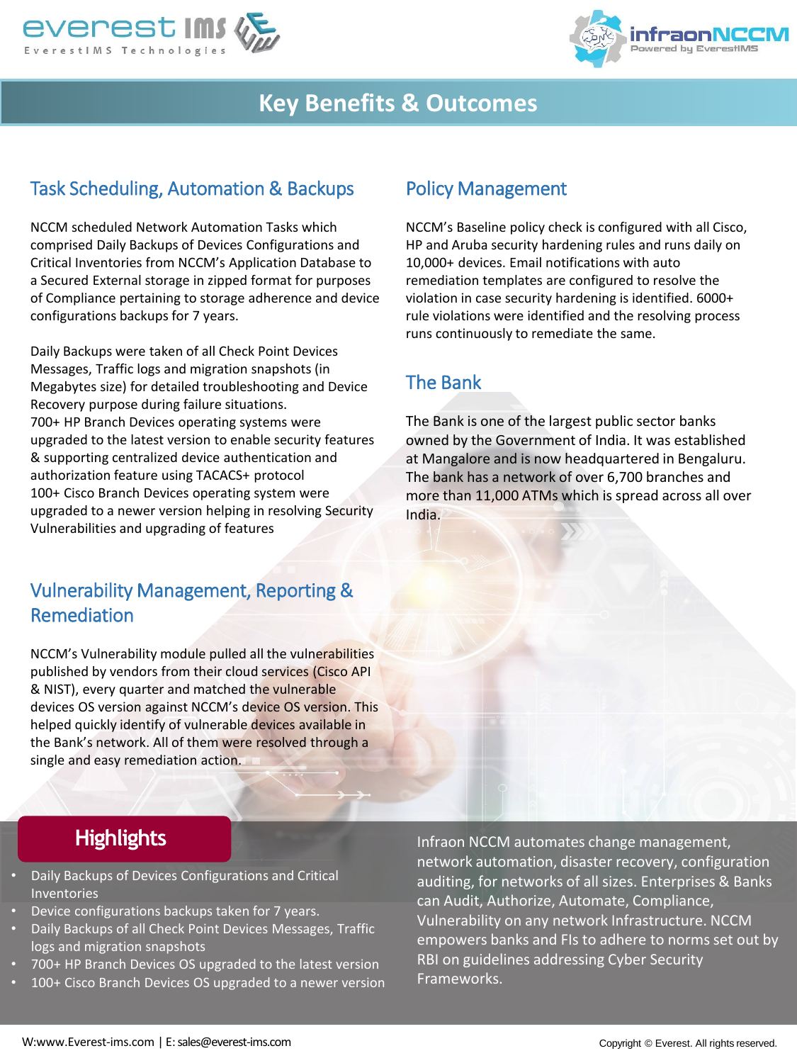# Key Benefits & Outcomes

## Task Scheduling, Automation & Backups

NCCM scheduled Network Automation Tasks which comprised Daily Backups of Devices Configurations and Critical Inventories from NCCM's Application Database to a Secured External storage in zipped format for purposes of Compliance pertaining to storage adherence and device configurations backups for 7 years.

Daily Backups were taken of all Check Point Devices Messages, Traffic logs and migration snapshots (in Megabytes size) for detailed troubleshooting and Device Recovery purpose during failure situations.
700+ HP Branch Devices operating systems were upgraded to the latest version to enable security features & supporting centralized device authentication and authorization feature using TACACS+ protocol
100+ Cisco Branch Devices operating system were upgraded to a newer version helping in resolving Security Vulnerabilities and upgrading of features

## Vulnerability Management, Reporting & Remediation

NCCM's Vulnerability module pulled all the vulnerabilities published by vendors from their cloud services (Cisco API & NIST), every quarter and matched the vulnerable devices OS version against NCCM's device OS version. This helped quickly identify of vulnerable devices available in the Bank's network. All of them were resolved through a single and easy remediation action.

## Policy Management

NCCM's Baseline policy check is configured with all Cisco, HP and Aruba security hardening rules and runs daily on 10,000+ devices. Email notifications with auto remediation templates are configured to resolve the violation in case security hardening is identified. 6000+ rule violations were identified and the resolving process runs continuously to remediate the same.

## The Bank

The Bank is one of the largest public sector banks owned by the Government of India. It was established at Mangalore and is now headquartered in Bengaluru. The bank has a network of over 6,700 branches and more than 11,000 ATMs which is spread across all over India.

## Highlights

- Daily Backups of Devices Configurations and Critical Inventories
- Device configurations backups taken for 7 years.
- Daily Backups of all Check Point Devices Messages, Traffic logs and migration snapshots
- 700+ HP Branch Devices OS upgraded to the latest version
- 100+ Cisco Branch Devices OS upgraded to a newer version

Infraon NCCM automates change management, network automation, disaster recovery, configuration auditing, for networks of all sizes. Enterprises & Banks can Audit, Authorize, Automate, Compliance, Vulnerability on any network Infrastructure. NCCM empowers banks and FIs to adhere to norms set out by RBI on guidelines addressing Cyber Security Frameworks.

W:www.Everest-ims.com | E: sales@everest-ims.com

Copyright © Everest. All rights reserved.